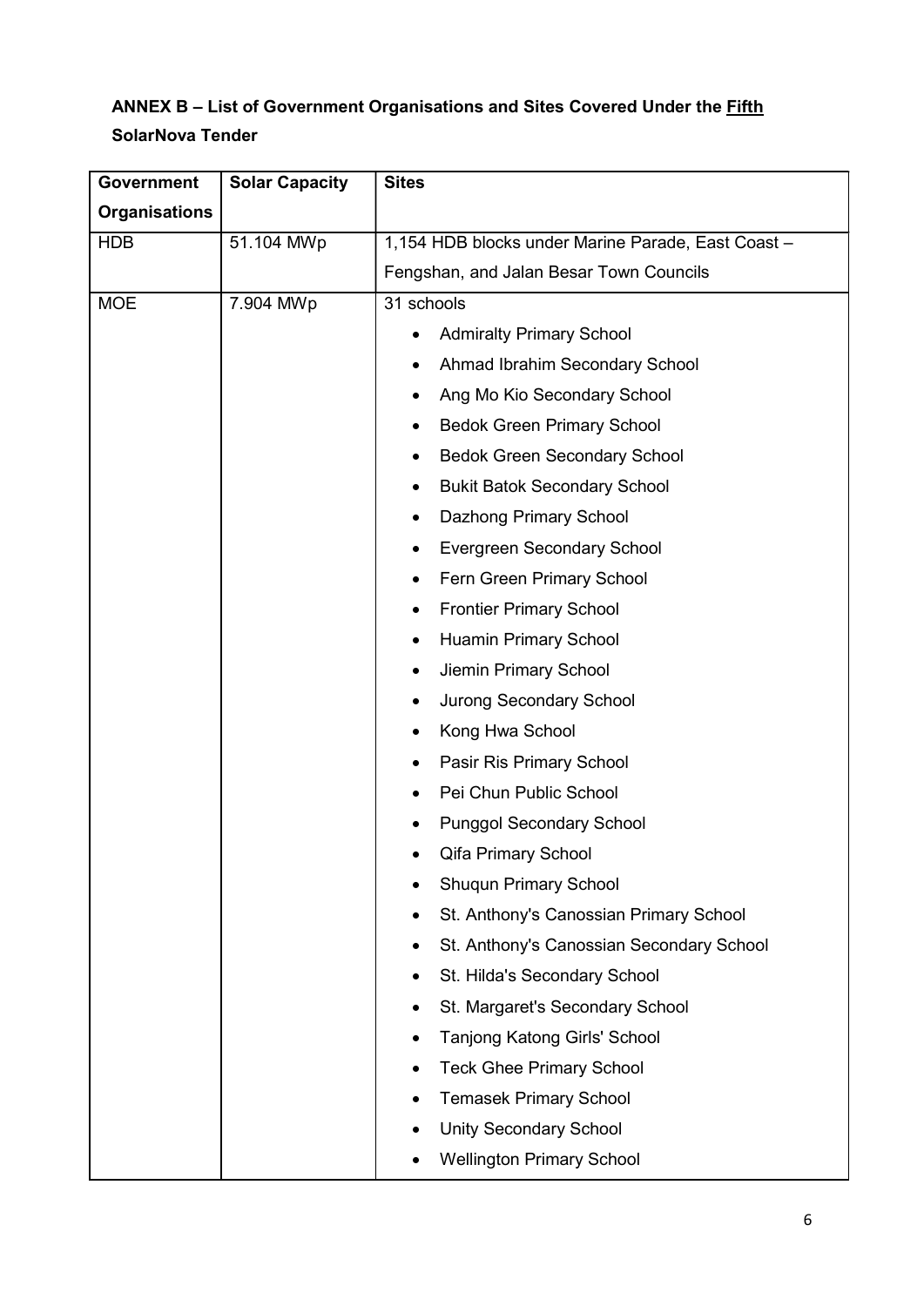**ANNEX B – List of Government Organisations and Sites Covered Under the Fifth SolarNova Tender**

| Government Organisations | Solar Capacity | Sites |
|---|---|---|
| HDB | 51.104 MWp | 1,154 HDB blocks under Marine Parade, East Coast – Fengshan, and Jalan Besar Town Councils |
| MOE | 7.904 MWp | 31 schools<br>• Admiralty Primary School<br>• Ahmad Ibrahim Secondary School<br>• Ang Mo Kio Secondary School<br>• Bedok Green Primary School<br>• Bedok Green Secondary School<br>• Bukit Batok Secondary School<br>• Dazhong Primary School<br>• Evergreen Secondary School<br>• Fern Green Primary School<br>• Frontier Primary School<br>• Huamin Primary School<br>• Jiemin Primary School<br>• Jurong Secondary School<br>• Kong Hwa School<br>• Pasir Ris Primary School<br>• Pei Chun Public School<br>• Punggol Secondary School<br>• Qifa Primary School<br>• Shuqun Primary School<br>• St. Anthony's Canossian Primary School<br>• St. Anthony's Canossian Secondary School<br>• St. Hilda's Secondary School<br>• St. Margaret's Secondary School<br>• Tanjong Katong Girls' School<br>• Teck Ghee Primary School<br>• Temasek Primary School<br>• Unity Secondary School<br>• Wellington Primary School |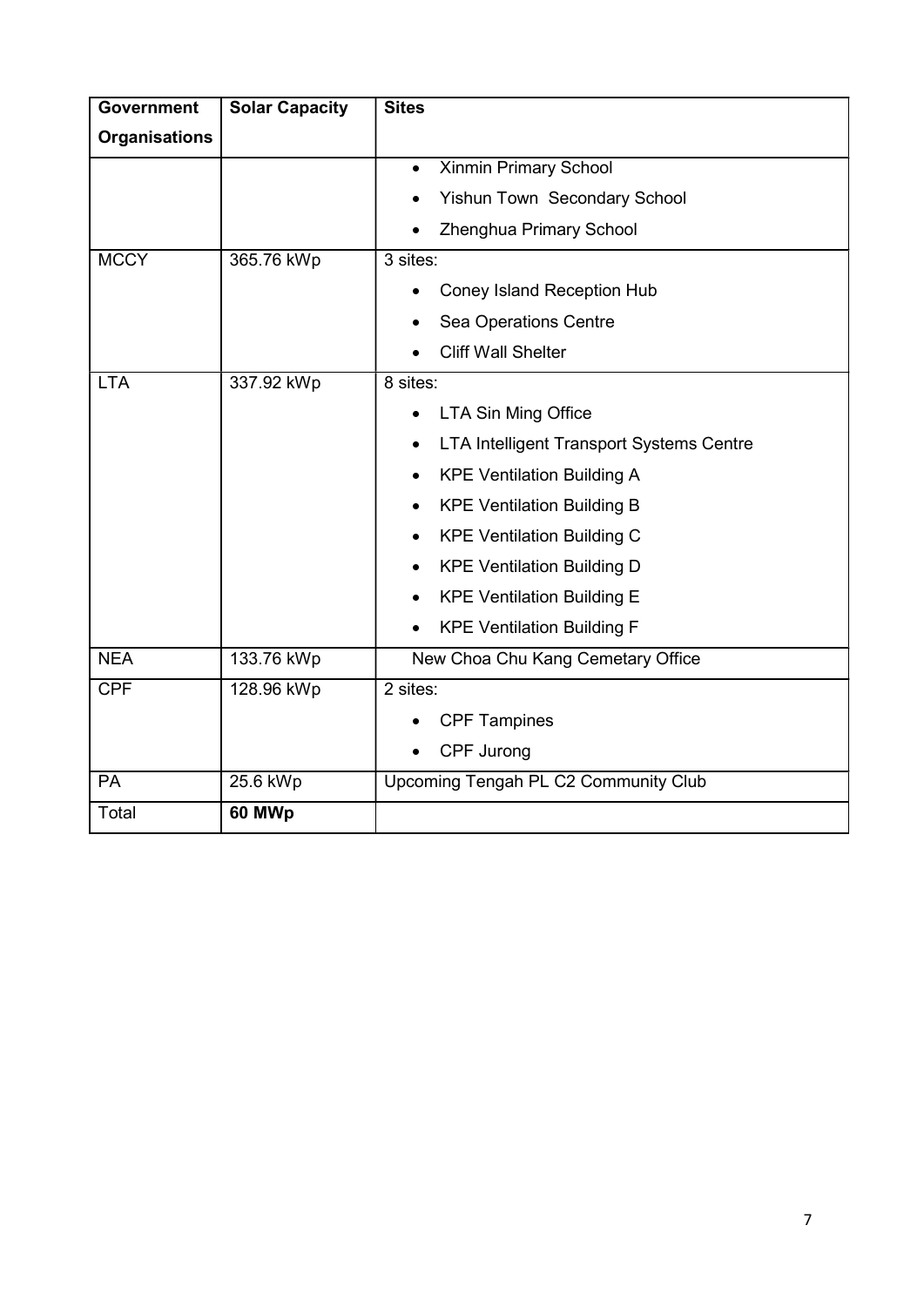| Government Organisations | Solar Capacity | Sites |
|---|---|---|
| | | • Xinmin Primary School<br>• Yishun Town Secondary School<br>• Zhenghua Primary School |
| MCCY | 365.76 kWp | 3 sites:<br>• Coney Island Reception Hub<br>• Sea Operations Centre<br>• Cliff Wall Shelter |
| LTA | 337.92 kWp | 8 sites:<br>• LTA Sin Ming Office<br>• LTA Intelligent Transport Systems Centre<br>• KPE Ventilation Building A<br>• KPE Ventilation Building B<br>• KPE Ventilation Building C<br>• KPE Ventilation Building D<br>• KPE Ventilation Building E<br>• KPE Ventilation Building F |
| NEA | 133.76 kWp | New Choa Chu Kang Cemetary Office |
| CPF | 128.96 kWp | 2 sites:<br>• CPF Tampines<br>• CPF Jurong |
| PA | 25.6 kWp | Upcoming Tengah PL C2 Community Club |
| Total | **60 MWp** | |